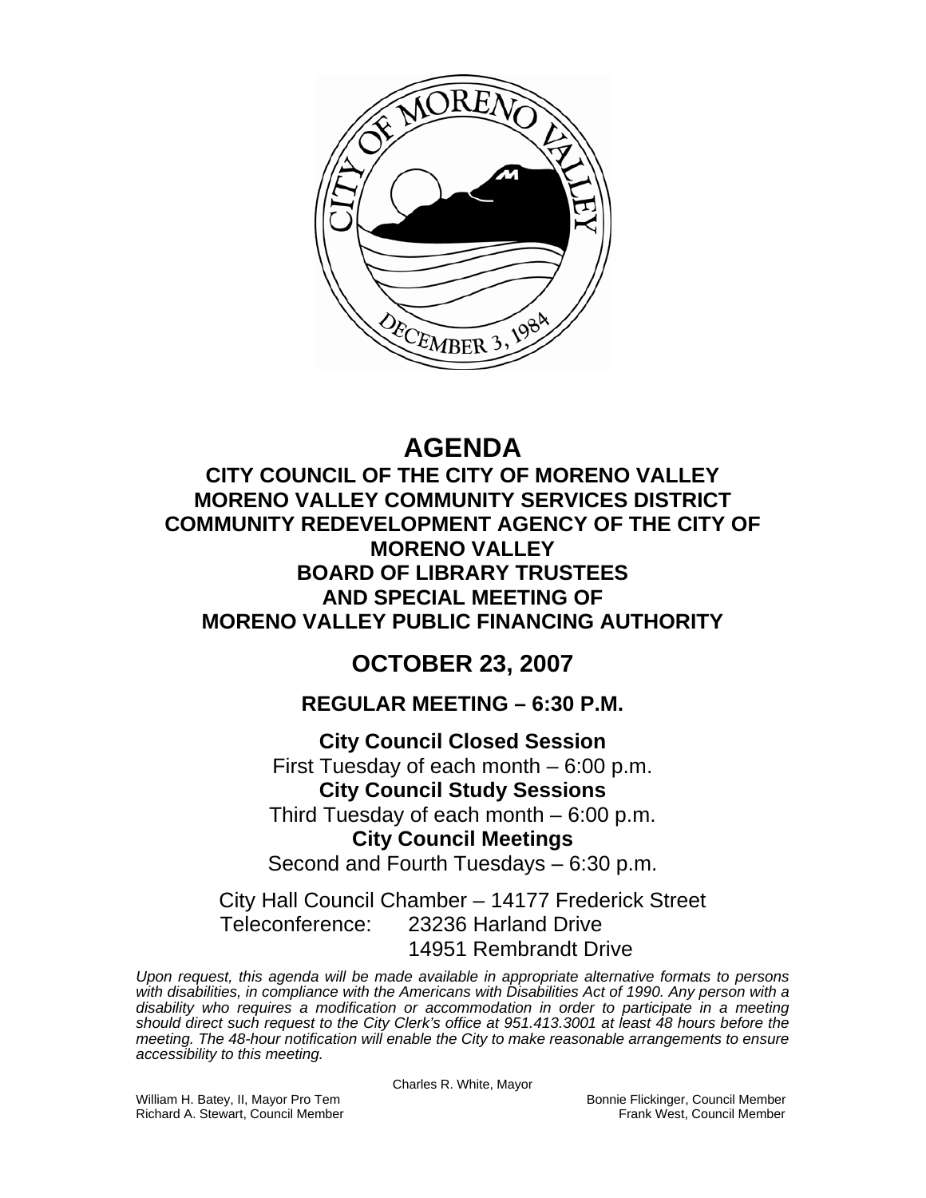# AGENDA

## CITY COUNCIL OF THE CITY OF MORENO VALLEY
## MORENO VALLEY COMMUNITY SERVICES DISTRICT
## COMMUNITY REDEVELOPMENT AGENCY OF THE CITY OF MORENO VALLEY
## BOARD OF LIBRARY TRUSTEES
## AND SPECIAL MEETING OF
## MORENO VALLEY PUBLIC FINANCING AUTHORITY

# OCTOBER 23, 2007

## REGULAR MEETING – 6:30 P.M.

**City Council Closed Session**
First Tuesday of each month – 6:00 p.m.

**City Council Study Sessions**
Third Tuesday of each month – 6:00 p.m.

**City Council Meetings**
Second and Fourth Tuesdays – 6:30 p.m.

City Hall Council Chamber – 14177 Frederick Street
Teleconference: 23236 Harland Drive
14951 Rembrandt Drive

*Upon request, this agenda will be made available in appropriate alternative formats to persons with disabilities, in compliance with the Americans with Disabilities Act of 1990. Any person with a disability who requires a modification or accommodation in order to participate in a meeting should direct such request to the City Clerk's office at 951.413.3001 at least 48 hours before the meeting. The 48-hour notification will enable the City to make reasonable arrangements to ensure accessibility to this meeting.*

Charles R. White, Mayor

William H. Batey, II, Mayor Pro Tem
Richard A. Stewart, Council Member
Bonnie Flickinger, Council Member
Frank West, Council Member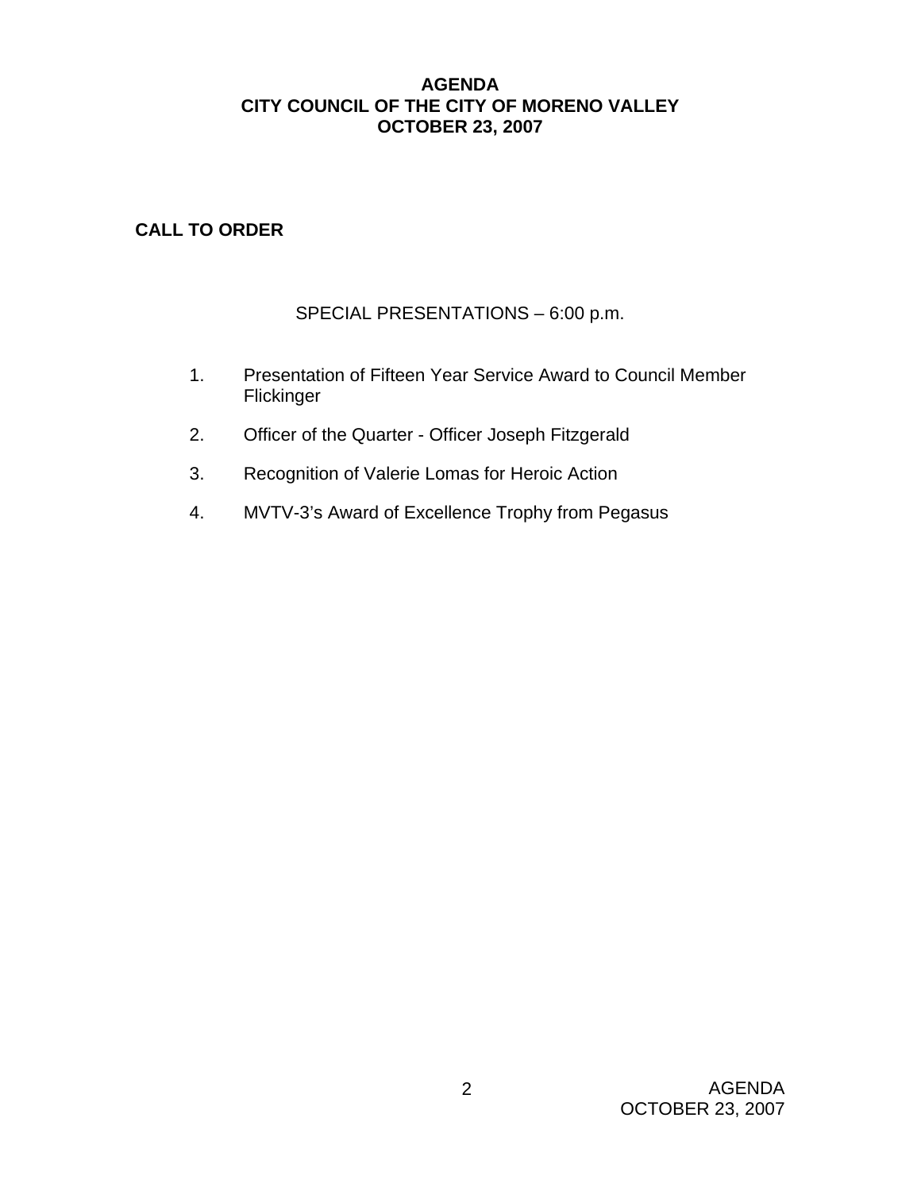# AGENDA
# CITY COUNCIL OF THE CITY OF MORENO VALLEY
# OCTOBER 23, 2007

**CALL TO ORDER**

SPECIAL PRESENTATIONS – 6:00 p.m.

1. Presentation of Fifteen Year Service Award to Council Member Flickinger
2. Officer of the Quarter - Officer Joseph Fitzgerald
3. Recognition of Valerie Lomas for Heroic Action
4. MVTV-3's Award of Excellence Trophy from Pegasus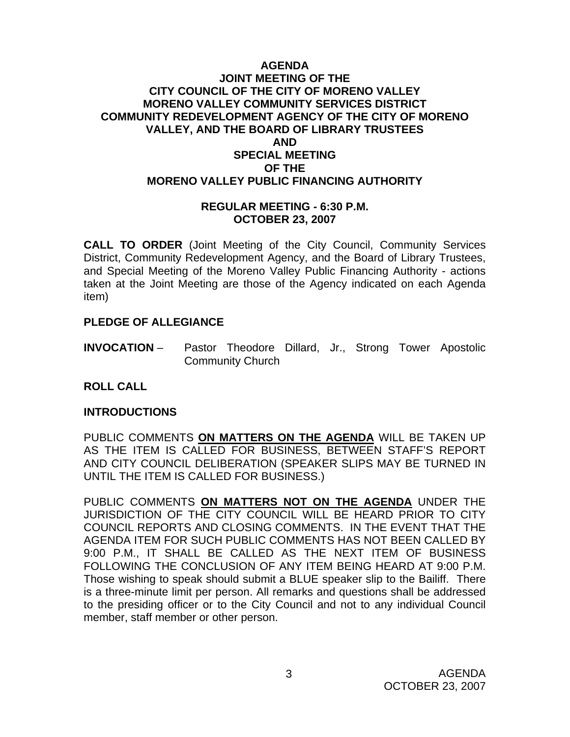**AGENDA**
**JOINT MEETING OF THE**
**CITY COUNCIL OF THE CITY OF MORENO VALLEY**
**MORENO VALLEY COMMUNITY SERVICES DISTRICT**
**COMMUNITY REDEVELOPMENT AGENCY OF THE CITY OF MORENO VALLEY, AND THE BOARD OF LIBRARY TRUSTEES**
**AND**
**SPECIAL MEETING**
**OF THE**
**MORENO VALLEY PUBLIC FINANCING AUTHORITY**

**REGULAR MEETING - 6:30 P.M.**
**OCTOBER 23, 2007**

**CALL TO ORDER** (Joint Meeting of the City Council, Community Services District, Community Redevelopment Agency, and the Board of Library Trustees, and Special Meeting of the Moreno Valley Public Financing Authority - actions taken at the Joint Meeting are those of the Agency indicated on each Agenda item)

**PLEDGE OF ALLEGIANCE**

**INVOCATION** – Pastor Theodore Dillard, Jr., Strong Tower Apostolic Community Church

**ROLL CALL**

**INTRODUCTIONS**

PUBLIC COMMENTS **ON MATTERS ON THE AGENDA** WILL BE TAKEN UP AS THE ITEM IS CALLED FOR BUSINESS, BETWEEN STAFF'S REPORT AND CITY COUNCIL DELIBERATION (SPEAKER SLIPS MAY BE TURNED IN UNTIL THE ITEM IS CALLED FOR BUSINESS.)

PUBLIC COMMENTS **ON MATTERS NOT ON THE AGENDA** UNDER THE JURISDICTION OF THE CITY COUNCIL WILL BE HEARD PRIOR TO CITY COUNCIL REPORTS AND CLOSING COMMENTS. IN THE EVENT THAT THE AGENDA ITEM FOR SUCH PUBLIC COMMENTS HAS NOT BEEN CALLED BY 9:00 P.M., IT SHALL BE CALLED AS THE NEXT ITEM OF BUSINESS FOLLOWING THE CONCLUSION OF ANY ITEM BEING HEARD AT 9:00 P.M. Those wishing to speak should submit a BLUE speaker slip to the Bailiff. There is a three-minute limit per person. All remarks and questions shall be addressed to the presiding officer or to the City Council and not to any individual Council member, staff member or other person.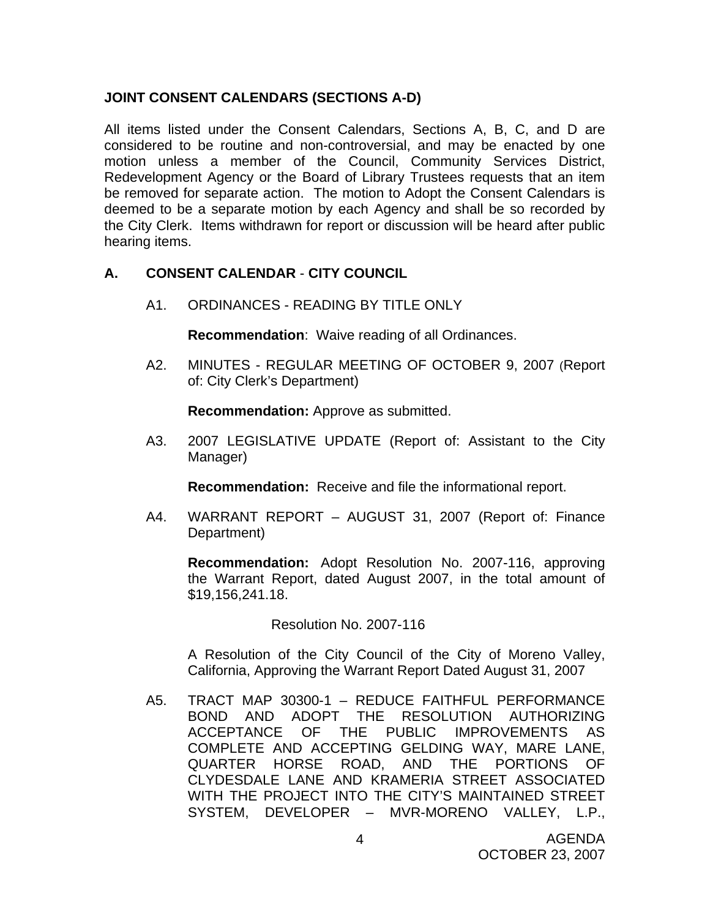## JOINT CONSENT CALENDARS (SECTIONS A-D)

All items listed under the Consent Calendars, Sections A, B, C, and D are considered to be routine and non-controversial, and may be enacted by one motion unless a member of the Council, Community Services District, Redevelopment Agency or the Board of Library Trustees requests that an item be removed for separate action. The motion to Adopt the Consent Calendars is deemed to be a separate motion by each Agency and shall be so recorded by the City Clerk. Items withdrawn for report or discussion will be heard after public hearing items.

## A. CONSENT CALENDAR - CITY COUNCIL

A1. ORDINANCES - READING BY TITLE ONLY

**Recommendation**: Waive reading of all Ordinances.

A2. MINUTES - REGULAR MEETING OF OCTOBER 9, 2007 (Report of: City Clerk's Department)

**Recommendation:** Approve as submitted.

A3. 2007 LEGISLATIVE UPDATE (Report of: Assistant to the City Manager)

**Recommendation:** Receive and file the informational report.

A4. WARRANT REPORT – AUGUST 31, 2007 (Report of: Finance Department)

**Recommendation:** Adopt Resolution No. 2007-116, approving the Warrant Report, dated August 2007, in the total amount of $19,156,241.18.

Resolution No. 2007-116

A Resolution of the City Council of the City of Moreno Valley, California, Approving the Warrant Report Dated August 31, 2007

A5. TRACT MAP 30300-1 – REDUCE FAITHFUL PERFORMANCE BOND AND ADOPT THE RESOLUTION AUTHORIZING ACCEPTANCE OF THE PUBLIC IMPROVEMENTS AS COMPLETE AND ACCEPTING GELDING WAY, MARE LANE, QUARTER HORSE ROAD, AND THE PORTIONS OF CLYDESDALE LANE AND KRAMERIA STREET ASSOCIATED WITH THE PROJECT INTO THE CITY'S MAINTAINED STREET SYSTEM, DEVELOPER – MVR-MORENO VALLEY, L.P.,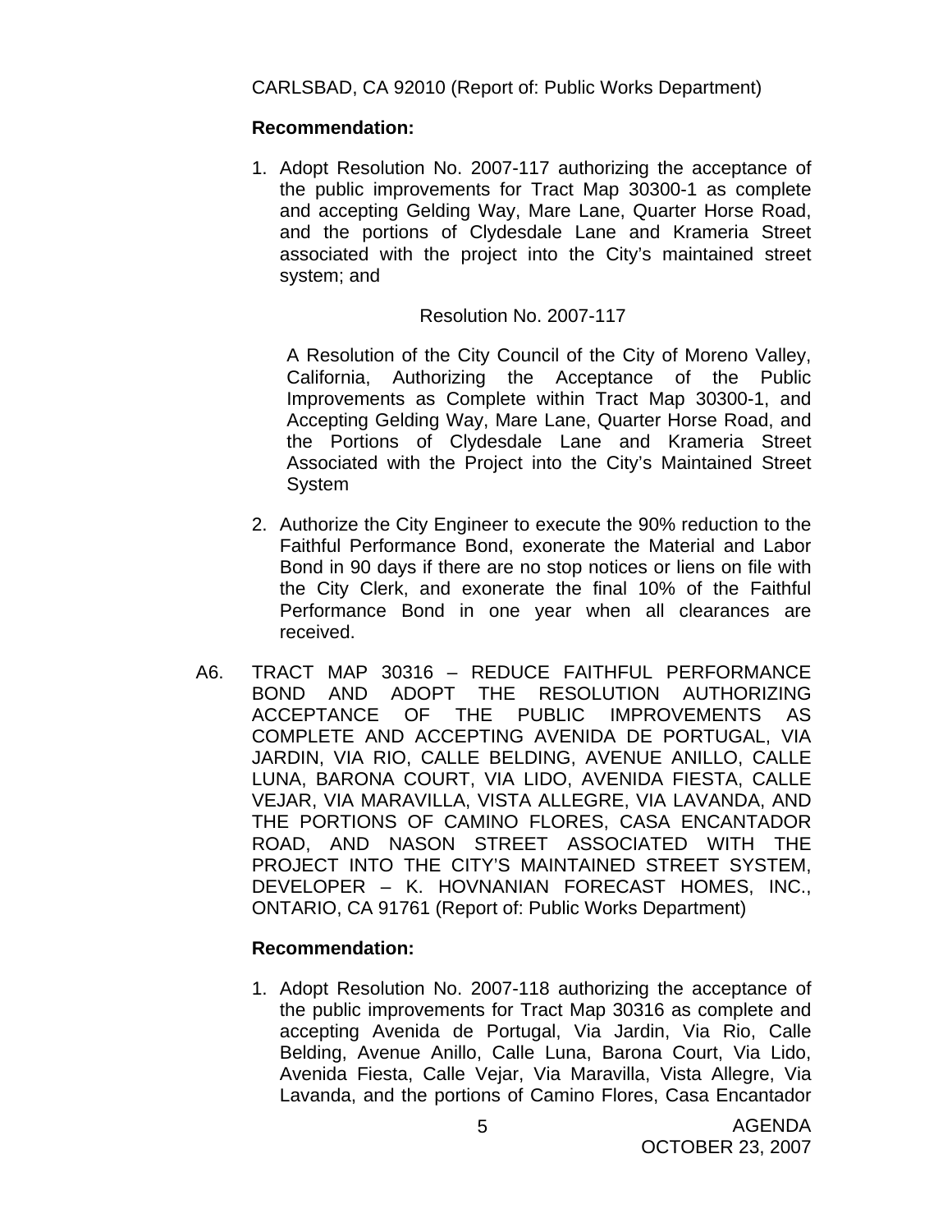CARLSBAD, CA 92010 (Report of: Public Works Department)

**Recommendation:**

1. Adopt Resolution No. 2007-117 authorizing the acceptance of the public improvements for Tract Map 30300-1 as complete and accepting Gelding Way, Mare Lane, Quarter Horse Road, and the portions of Clydesdale Lane and Krameria Street associated with the project into the City's maintained street system; and

   Resolution No. 2007-117

   A Resolution of the City Council of the City of Moreno Valley, California, Authorizing the Acceptance of the Public Improvements as Complete within Tract Map 30300-1, and Accepting Gelding Way, Mare Lane, Quarter Horse Road, and the Portions of Clydesdale Lane and Krameria Street Associated with the Project into the City's Maintained Street System

2. Authorize the City Engineer to execute the 90% reduction to the Faithful Performance Bond, exonerate the Material and Labor Bond in 90 days if there are no stop notices or liens on file with the City Clerk, and exonerate the final 10% of the Faithful Performance Bond in one year when all clearances are received.

A6. TRACT MAP 30316 – REDUCE FAITHFUL PERFORMANCE BOND AND ADOPT THE RESOLUTION AUTHORIZING ACCEPTANCE OF THE PUBLIC IMPROVEMENTS AS COMPLETE AND ACCEPTING AVENIDA DE PORTUGAL, VIA JARDIN, VIA RIO, CALLE BELDING, AVENUE ANILLO, CALLE LUNA, BARONA COURT, VIA LIDO, AVENIDA FIESTA, CALLE VEJAR, VIA MARAVILLA, VISTA ALLEGRE, VIA LAVANDA, AND THE PORTIONS OF CAMINO FLORES, CASA ENCANTADOR ROAD, AND NASON STREET ASSOCIATED WITH THE PROJECT INTO THE CITY'S MAINTAINED STREET SYSTEM, DEVELOPER – K. HOVNANIAN FORECAST HOMES, INC., ONTARIO, CA 91761 (Report of: Public Works Department)

**Recommendation:**

1. Adopt Resolution No. 2007-118 authorizing the acceptance of the public improvements for Tract Map 30316 as complete and accepting Avenida de Portugal, Via Jardin, Via Rio, Calle Belding, Avenue Anillo, Calle Luna, Barona Court, Via Lido, Avenida Fiesta, Calle Vejar, Via Maravilla, Vista Allegre, Via Lavanda, and the portions of Camino Flores, Casa Encantador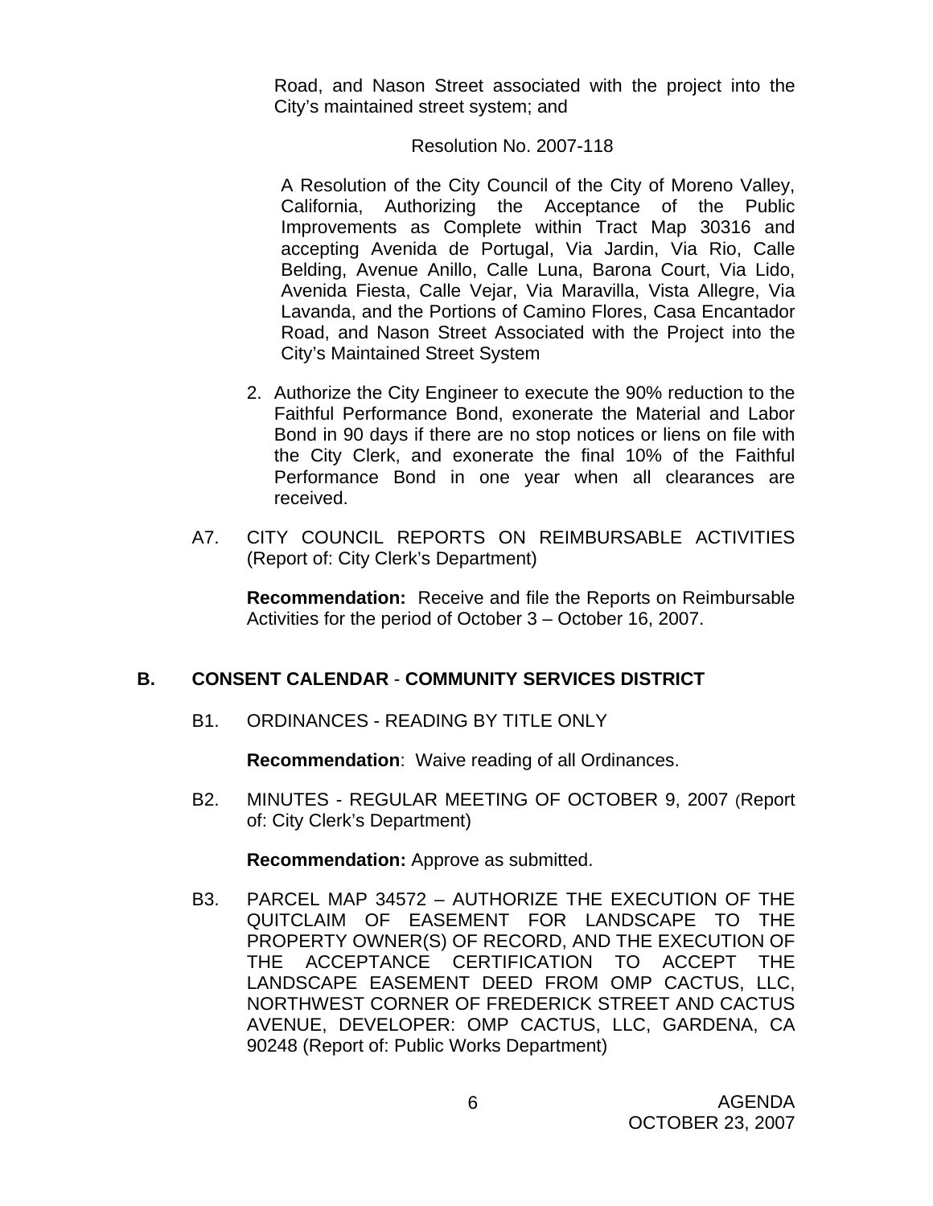Road, and Nason Street associated with the project into the City's maintained street system; and

Resolution No. 2007-118

A Resolution of the City Council of the City of Moreno Valley, California, Authorizing the Acceptance of the Public Improvements as Complete within Tract Map 30316 and accepting Avenida de Portugal, Via Jardin, Via Rio, Calle Belding, Avenue Anillo, Calle Luna, Barona Court, Via Lido, Avenida Fiesta, Calle Vejar, Via Maravilla, Vista Allegre, Via Lavanda, and the Portions of Camino Flores, Casa Encantador Road, and Nason Street Associated with the Project into the City's Maintained Street System

2. Authorize the City Engineer to execute the 90% reduction to the Faithful Performance Bond, exonerate the Material and Labor Bond in 90 days if there are no stop notices or liens on file with the City Clerk, and exonerate the final 10% of the Faithful Performance Bond in one year when all clearances are received.

A7. CITY COUNCIL REPORTS ON REIMBURSABLE ACTIVITIES (Report of: City Clerk's Department)

**Recommendation:** Receive and file the Reports on Reimbursable Activities for the period of October 3 – October 16, 2007.

## B. CONSENT CALENDAR - COMMUNITY SERVICES DISTRICT

B1. ORDINANCES - READING BY TITLE ONLY

**Recommendation**: Waive reading of all Ordinances.

B2. MINUTES - REGULAR MEETING OF OCTOBER 9, 2007 (Report of: City Clerk's Department)

**Recommendation:** Approve as submitted.

B3. PARCEL MAP 34572 – AUTHORIZE THE EXECUTION OF THE QUITCLAIM OF EASEMENT FOR LANDSCAPE TO THE PROPERTY OWNER(S) OF RECORD, AND THE EXECUTION OF THE ACCEPTANCE CERTIFICATION TO ACCEPT THE LANDSCAPE EASEMENT DEED FROM OMP CACTUS, LLC, NORTHWEST CORNER OF FREDERICK STREET AND CACTUS AVENUE, DEVELOPER: OMP CACTUS, LLC, GARDENA, CA 90248 (Report of: Public Works Department)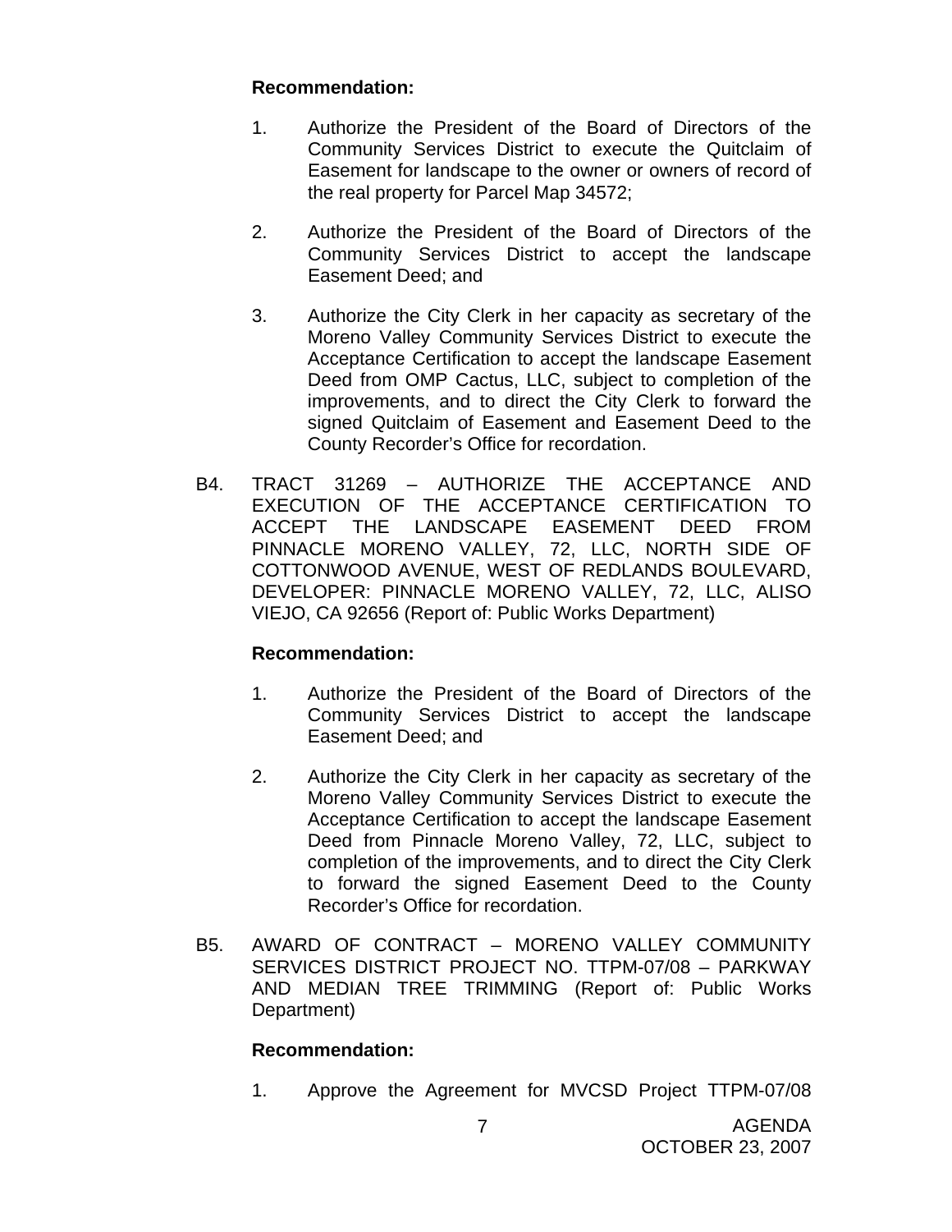**Recommendation:**

1. Authorize the President of the Board of Directors of the Community Services District to execute the Quitclaim of Easement for landscape to the owner or owners of record of the real property for Parcel Map 34572;

2. Authorize the President of the Board of Directors of the Community Services District to accept the landscape Easement Deed; and

3. Authorize the City Clerk in her capacity as secretary of the Moreno Valley Community Services District to execute the Acceptance Certification to accept the landscape Easement Deed from OMP Cactus, LLC, subject to completion of the improvements, and to direct the City Clerk to forward the signed Quitclaim of Easement and Easement Deed to the County Recorder's Office for recordation.

B4. TRACT 31269 – AUTHORIZE THE ACCEPTANCE AND EXECUTION OF THE ACCEPTANCE CERTIFICATION TO ACCEPT THE LANDSCAPE EASEMENT DEED FROM PINNACLE MORENO VALLEY, 72, LLC, NORTH SIDE OF COTTONWOOD AVENUE, WEST OF REDLANDS BOULEVARD, DEVELOPER: PINNACLE MORENO VALLEY, 72, LLC, ALISO VIEJO, CA 92656 (Report of: Public Works Department)

**Recommendation:**

1. Authorize the President of the Board of Directors of the Community Services District to accept the landscape Easement Deed; and

2. Authorize the City Clerk in her capacity as secretary of the Moreno Valley Community Services District to execute the Acceptance Certification to accept the landscape Easement Deed from Pinnacle Moreno Valley, 72, LLC, subject to completion of the improvements, and to direct the City Clerk to forward the signed Easement Deed to the County Recorder's Office for recordation.

B5. AWARD OF CONTRACT – MORENO VALLEY COMMUNITY SERVICES DISTRICT PROJECT NO. TTPM-07/08 – PARKWAY AND MEDIAN TREE TRIMMING (Report of: Public Works Department)

**Recommendation:**

1. Approve the Agreement for MVCSD Project TTPM-07/08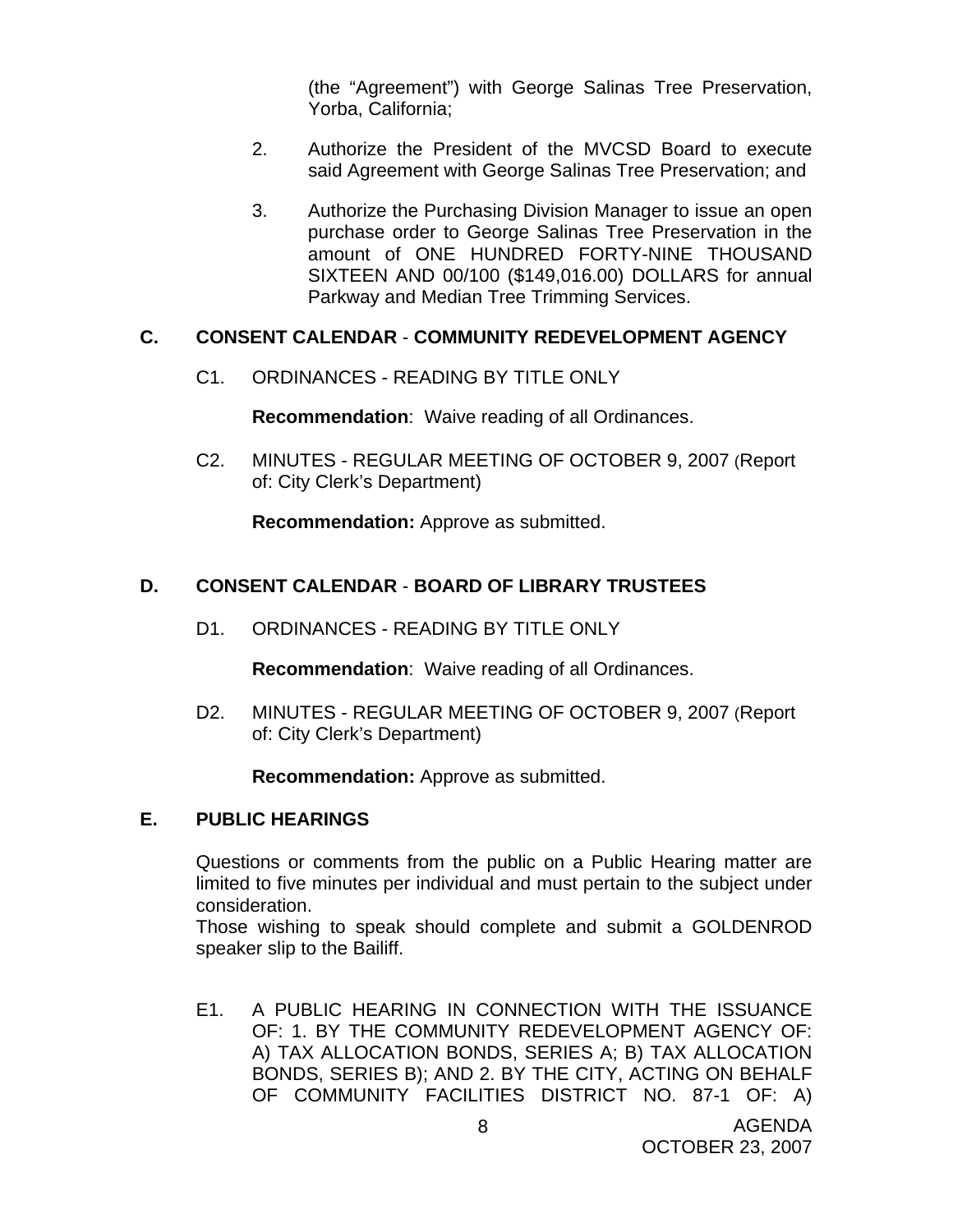(the "Agreement") with George Salinas Tree Preservation, Yorba, California;

2. Authorize the President of the MVCSD Board to execute said Agreement with George Salinas Tree Preservation; and

3. Authorize the Purchasing Division Manager to issue an open purchase order to George Salinas Tree Preservation in the amount of ONE HUNDRED FORTY-NINE THOUSAND SIXTEEN AND 00/100 ($149,016.00) DOLLARS for annual Parkway and Median Tree Trimming Services.

## C. CONSENT CALENDAR - COMMUNITY REDEVELOPMENT AGENCY

C1. ORDINANCES - READING BY TITLE ONLY

**Recommendation**: Waive reading of all Ordinances.

C2. MINUTES - REGULAR MEETING OF OCTOBER 9, 2007 (Report of: City Clerk's Department)

**Recommendation:** Approve as submitted.

## D. CONSENT CALENDAR - BOARD OF LIBRARY TRUSTEES

D1. ORDINANCES - READING BY TITLE ONLY

**Recommendation**: Waive reading of all Ordinances.

D2. MINUTES - REGULAR MEETING OF OCTOBER 9, 2007 (Report of: City Clerk's Department)

**Recommendation:** Approve as submitted.

## E. PUBLIC HEARINGS

Questions or comments from the public on a Public Hearing matter are limited to five minutes per individual and must pertain to the subject under consideration.
Those wishing to speak should complete and submit a GOLDENROD speaker slip to the Bailiff.

E1. A PUBLIC HEARING IN CONNECTION WITH THE ISSUANCE OF: 1. BY THE COMMUNITY REDEVELOPMENT AGENCY OF: A) TAX ALLOCATION BONDS, SERIES A; B) TAX ALLOCATION BONDS, SERIES B); AND 2. BY THE CITY, ACTING ON BEHALF OF COMMUNITY FACILITIES DISTRICT NO. 87-1 OF: A)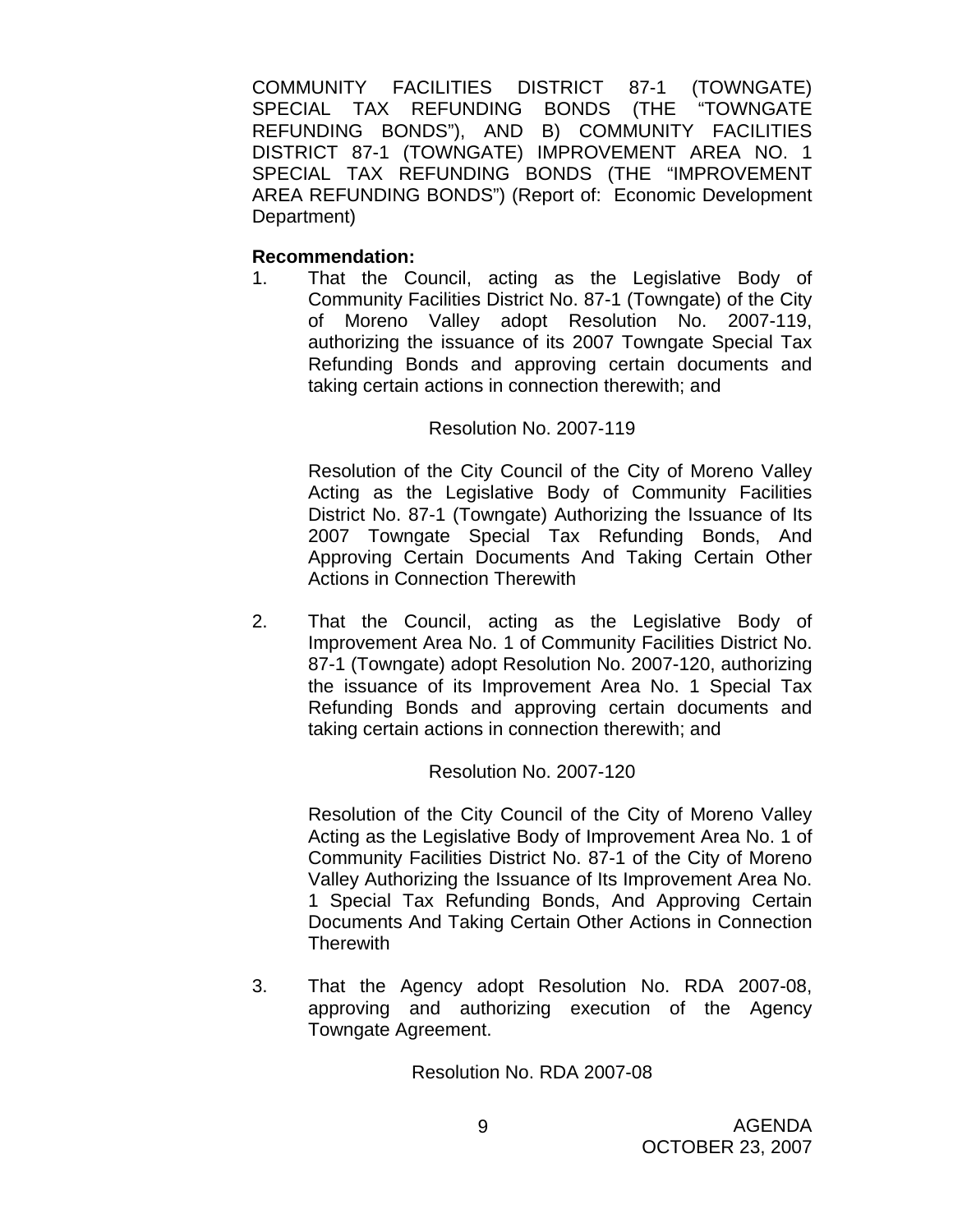COMMUNITY FACILITIES DISTRICT 87-1 (TOWNGATE) SPECIAL TAX REFUNDING BONDS (THE "TOWNGATE REFUNDING BONDS"), AND B) COMMUNITY FACILITIES DISTRICT 87-1 (TOWNGATE) IMPROVEMENT AREA NO. 1 SPECIAL TAX REFUNDING BONDS (THE "IMPROVEMENT AREA REFUNDING BONDS") (Report of: Economic Development Department)

**Recommendation:**

1. That the Council, acting as the Legislative Body of Community Facilities District No. 87-1 (Towngate) of the City of Moreno Valley adopt Resolution No. 2007-119, authorizing the issuance of its 2007 Towngate Special Tax Refunding Bonds and approving certain documents and taking certain actions in connection therewith; and

   Resolution No. 2007-119

   Resolution of the City Council of the City of Moreno Valley Acting as the Legislative Body of Community Facilities District No. 87-1 (Towngate) Authorizing the Issuance of Its 2007 Towngate Special Tax Refunding Bonds, And Approving Certain Documents And Taking Certain Other Actions in Connection Therewith

2. That the Council, acting as the Legislative Body of Improvement Area No. 1 of Community Facilities District No. 87-1 (Towngate) adopt Resolution No. 2007-120, authorizing the issuance of its Improvement Area No. 1 Special Tax Refunding Bonds and approving certain documents and taking certain actions in connection therewith; and

   Resolution No. 2007-120

   Resolution of the City Council of the City of Moreno Valley Acting as the Legislative Body of Improvement Area No. 1 of Community Facilities District No. 87-1 of the City of Moreno Valley Authorizing the Issuance of Its Improvement Area No. 1 Special Tax Refunding Bonds, And Approving Certain Documents And Taking Certain Other Actions in Connection Therewith

3. That the Agency adopt Resolution No. RDA 2007-08, approving and authorizing execution of the Agency Towngate Agreement.

   Resolution No. RDA 2007-08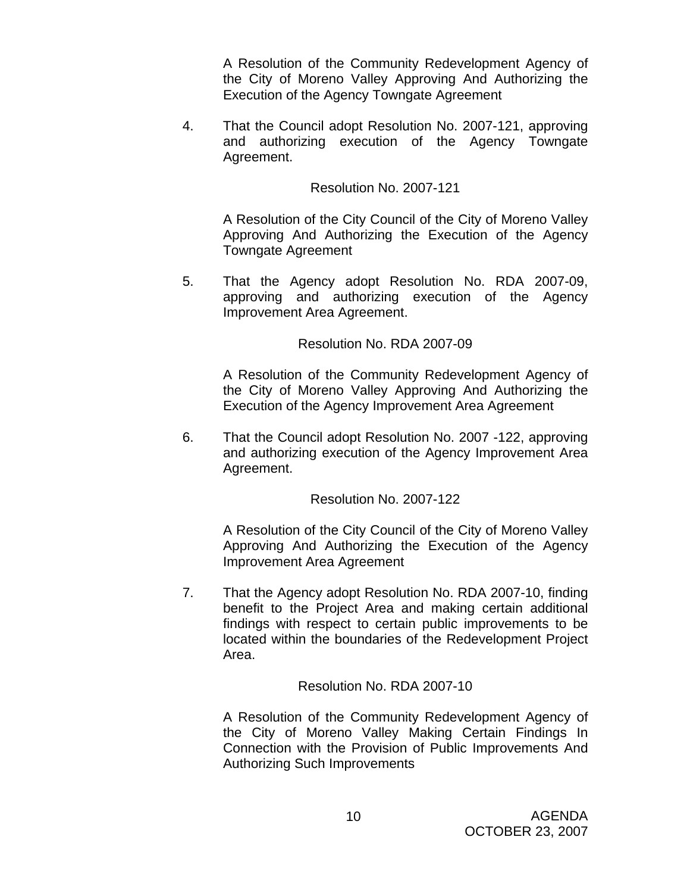A Resolution of the Community Redevelopment Agency of the City of Moreno Valley Approving And Authorizing the Execution of the Agency Towngate Agreement

4. That the Council adopt Resolution No. 2007-121, approving and authorizing execution of the Agency Towngate Agreement.

   Resolution No. 2007-121

   A Resolution of the City Council of the City of Moreno Valley Approving And Authorizing the Execution of the Agency Towngate Agreement

5. That the Agency adopt Resolution No. RDA 2007-09, approving and authorizing execution of the Agency Improvement Area Agreement.

   Resolution No. RDA 2007-09

   A Resolution of the Community Redevelopment Agency of the City of Moreno Valley Approving And Authorizing the Execution of the Agency Improvement Area Agreement

6. That the Council adopt Resolution No. 2007 -122, approving and authorizing execution of the Agency Improvement Area Agreement.

   Resolution No. 2007-122

   A Resolution of the City Council of the City of Moreno Valley Approving And Authorizing the Execution of the Agency Improvement Area Agreement

7. That the Agency adopt Resolution No. RDA 2007-10, finding benefit to the Project Area and making certain additional findings with respect to certain public improvements to be located within the boundaries of the Redevelopment Project Area.

   Resolution No. RDA 2007-10

   A Resolution of the Community Redevelopment Agency of the City of Moreno Valley Making Certain Findings In Connection with the Provision of Public Improvements And Authorizing Such Improvements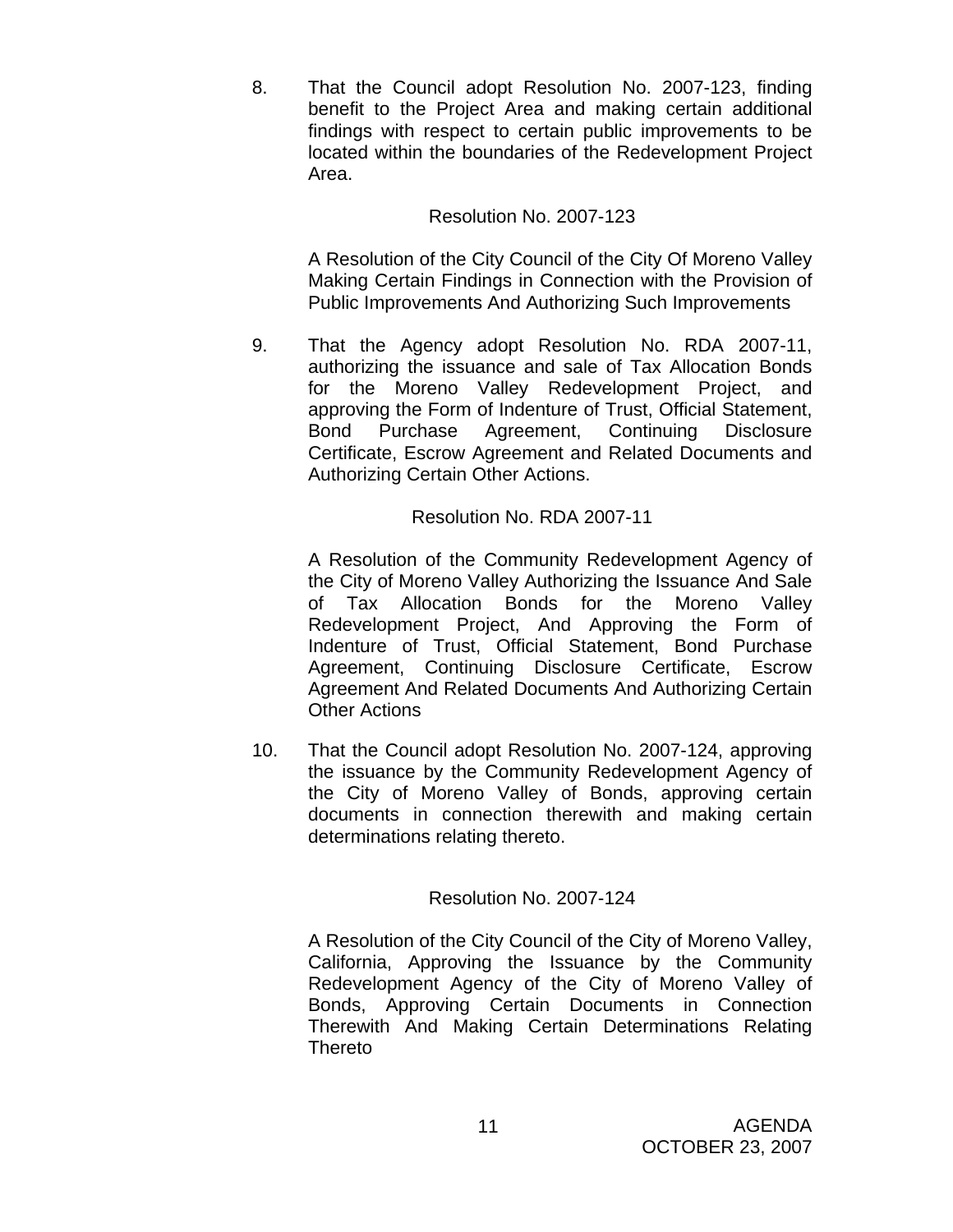8. That the Council adopt Resolution No. 2007-123, finding benefit to the Project Area and making certain additional findings with respect to certain public improvements to be located within the boundaries of the Redevelopment Project Area.

   Resolution No. 2007-123

   A Resolution of the City Council of the City Of Moreno Valley Making Certain Findings in Connection with the Provision of Public Improvements And Authorizing Such Improvements

9. That the Agency adopt Resolution No. RDA 2007-11, authorizing the issuance and sale of Tax Allocation Bonds for the Moreno Valley Redevelopment Project, and approving the Form of Indenture of Trust, Official Statement, Bond Purchase Agreement, Continuing Disclosure Certificate, Escrow Agreement and Related Documents and Authorizing Certain Other Actions.

   Resolution No. RDA 2007-11

   A Resolution of the Community Redevelopment Agency of the City of Moreno Valley Authorizing the Issuance And Sale of Tax Allocation Bonds for the Moreno Valley Redevelopment Project, And Approving the Form of Indenture of Trust, Official Statement, Bond Purchase Agreement, Continuing Disclosure Certificate, Escrow Agreement And Related Documents And Authorizing Certain Other Actions

10. That the Council adopt Resolution No. 2007-124, approving the issuance by the Community Redevelopment Agency of the City of Moreno Valley of Bonds, approving certain documents in connection therewith and making certain determinations relating thereto.

    Resolution No. 2007-124

    A Resolution of the City Council of the City of Moreno Valley, California, Approving the Issuance by the Community Redevelopment Agency of the City of Moreno Valley of Bonds, Approving Certain Documents in Connection Therewith And Making Certain Determinations Relating Thereto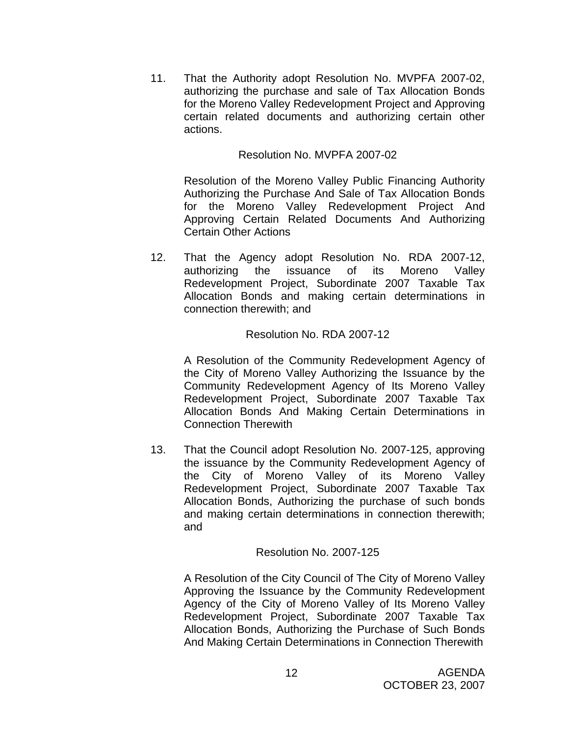11. That the Authority adopt Resolution No. MVPFA 2007-02, authorizing the purchase and sale of Tax Allocation Bonds for the Moreno Valley Redevelopment Project and Approving certain related documents and authorizing certain other actions.

    Resolution No. MVPFA 2007-02

    Resolution of the Moreno Valley Public Financing Authority Authorizing the Purchase And Sale of Tax Allocation Bonds for the Moreno Valley Redevelopment Project And Approving Certain Related Documents And Authorizing Certain Other Actions

12. That the Agency adopt Resolution No. RDA 2007-12, authorizing the issuance of its Moreno Valley Redevelopment Project, Subordinate 2007 Taxable Tax Allocation Bonds and making certain determinations in connection therewith; and

    Resolution No. RDA 2007-12

    A Resolution of the Community Redevelopment Agency of the City of Moreno Valley Authorizing the Issuance by the Community Redevelopment Agency of Its Moreno Valley Redevelopment Project, Subordinate 2007 Taxable Tax Allocation Bonds And Making Certain Determinations in Connection Therewith

13. That the Council adopt Resolution No. 2007-125, approving the issuance by the Community Redevelopment Agency of the City of Moreno Valley of its Moreno Valley Redevelopment Project, Subordinate 2007 Taxable Tax Allocation Bonds, Authorizing the purchase of such bonds and making certain determinations in connection therewith; and

    Resolution No. 2007-125

    A Resolution of the City Council of The City of Moreno Valley Approving the Issuance by the Community Redevelopment Agency of the City of Moreno Valley of Its Moreno Valley Redevelopment Project, Subordinate 2007 Taxable Tax Allocation Bonds, Authorizing the Purchase of Such Bonds And Making Certain Determinations in Connection Therewith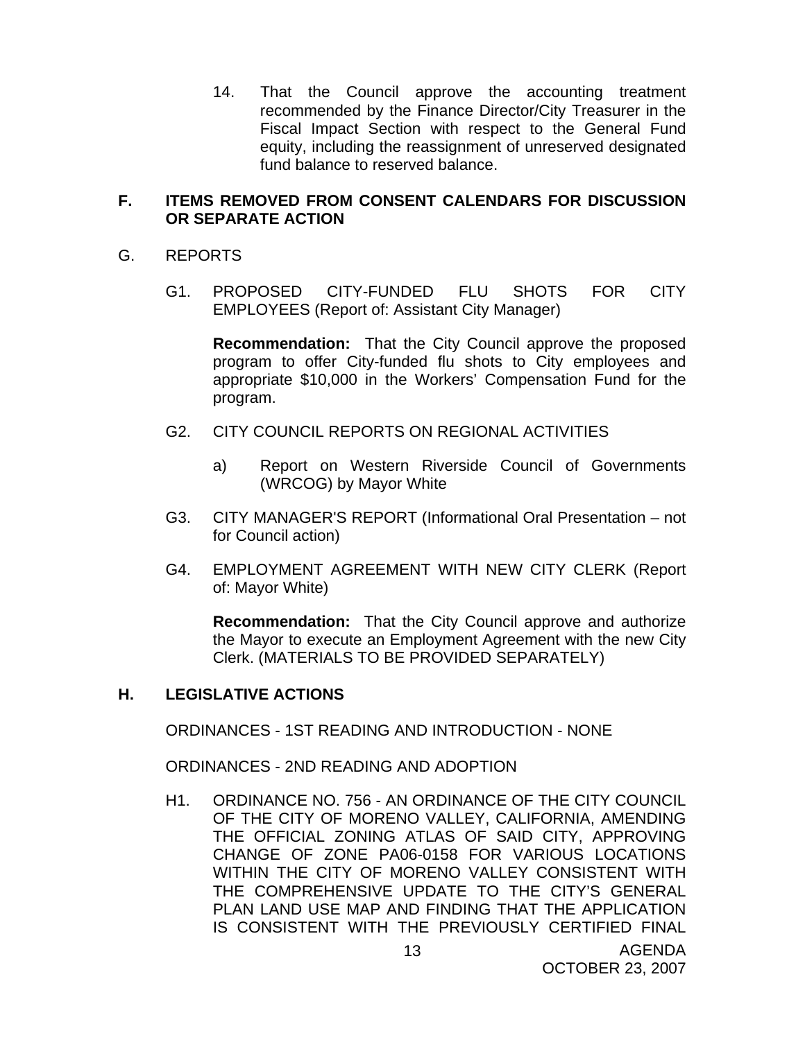14. That the Council approve the accounting treatment recommended by the Finance Director/City Treasurer in the Fiscal Impact Section with respect to the General Fund equity, including the reassignment of unreserved designated fund balance to reserved balance.

## F. ITEMS REMOVED FROM CONSENT CALENDARS FOR DISCUSSION OR SEPARATE ACTION

## G. REPORTS

G1. PROPOSED CITY-FUNDED FLU SHOTS FOR CITY EMPLOYEES (Report of: Assistant City Manager)

**Recommendation:** That the City Council approve the proposed program to offer City-funded flu shots to City employees and appropriate $10,000 in the Workers' Compensation Fund for the program.

G2. CITY COUNCIL REPORTS ON REGIONAL ACTIVITIES

a) Report on Western Riverside Council of Governments (WRCOG) by Mayor White

G3. CITY MANAGER'S REPORT (Informational Oral Presentation – not for Council action)

G4. EMPLOYMENT AGREEMENT WITH NEW CITY CLERK (Report of: Mayor White)

**Recommendation:** That the City Council approve and authorize the Mayor to execute an Employment Agreement with the new City Clerk. (MATERIALS TO BE PROVIDED SEPARATELY)

## H. LEGISLATIVE ACTIONS

ORDINANCES - 1ST READING AND INTRODUCTION - NONE

ORDINANCES - 2ND READING AND ADOPTION

H1. ORDINANCE NO. 756 - AN ORDINANCE OF THE CITY COUNCIL OF THE CITY OF MORENO VALLEY, CALIFORNIA, AMENDING THE OFFICIAL ZONING ATLAS OF SAID CITY, APPROVING CHANGE OF ZONE PA06-0158 FOR VARIOUS LOCATIONS WITHIN THE CITY OF MORENO VALLEY CONSISTENT WITH THE COMPREHENSIVE UPDATE TO THE CITY'S GENERAL PLAN LAND USE MAP AND FINDING THAT THE APPLICATION IS CONSISTENT WITH THE PREVIOUSLY CERTIFIED FINAL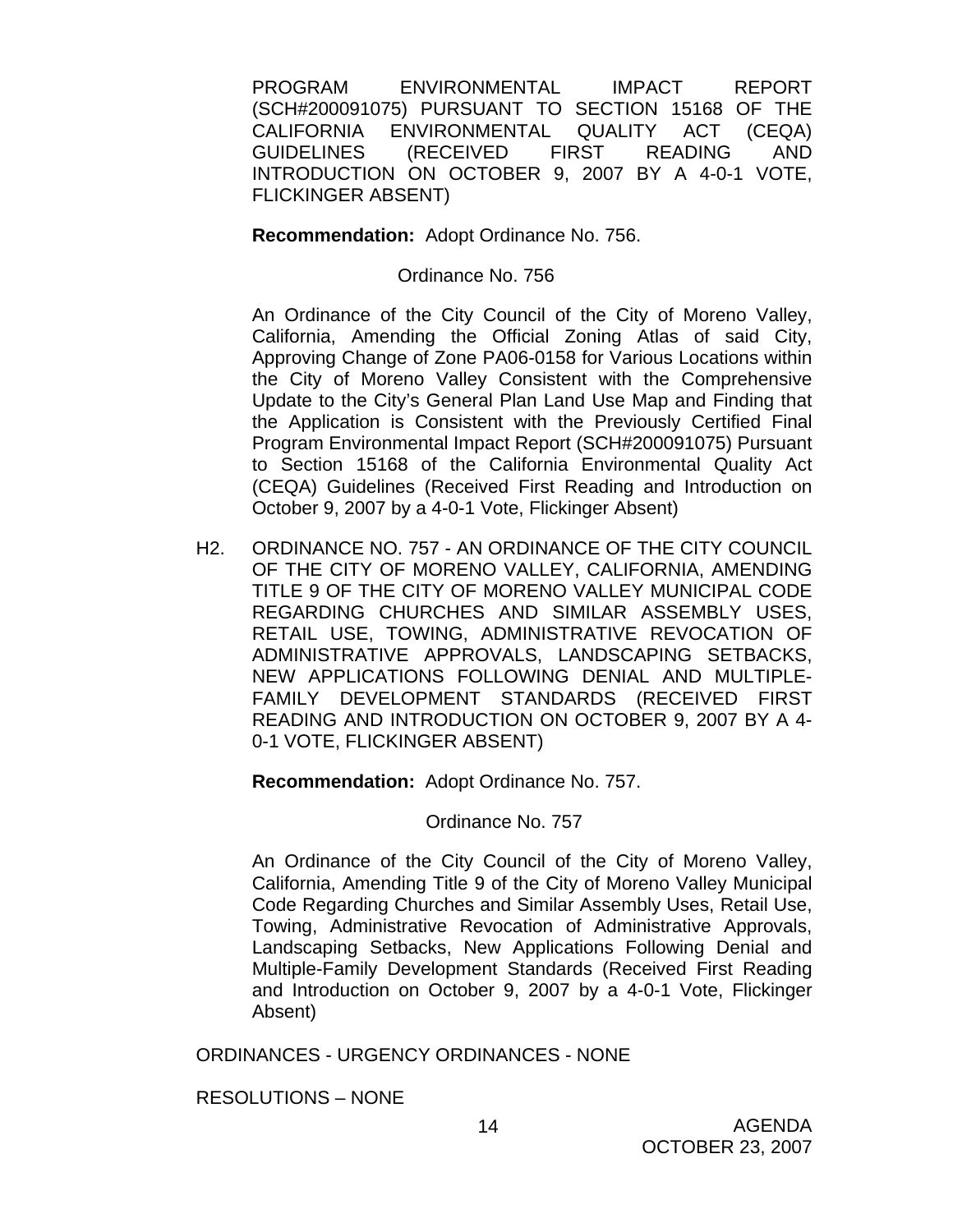PROGRAM ENVIRONMENTAL IMPACT REPORT (SCH#200091075) PURSUANT TO SECTION 15168 OF THE CALIFORNIA ENVIRONMENTAL QUALITY ACT (CEQA) GUIDELINES (RECEIVED FIRST READING AND INTRODUCTION ON OCTOBER 9, 2007 BY A 4-0-1 VOTE, FLICKINGER ABSENT)

**Recommendation:** Adopt Ordinance No. 756.

Ordinance No. 756

An Ordinance of the City Council of the City of Moreno Valley, California, Amending the Official Zoning Atlas of said City, Approving Change of Zone PA06-0158 for Various Locations within the City of Moreno Valley Consistent with the Comprehensive Update to the City's General Plan Land Use Map and Finding that the Application is Consistent with the Previously Certified Final Program Environmental Impact Report (SCH#200091075) Pursuant to Section 15168 of the California Environmental Quality Act (CEQA) Guidelines (Received First Reading and Introduction on October 9, 2007 by a 4-0-1 Vote, Flickinger Absent)

H2. ORDINANCE NO. 757 - AN ORDINANCE OF THE CITY COUNCIL OF THE CITY OF MORENO VALLEY, CALIFORNIA, AMENDING TITLE 9 OF THE CITY OF MORENO VALLEY MUNICIPAL CODE REGARDING CHURCHES AND SIMILAR ASSEMBLY USES, RETAIL USE, TOWING, ADMINISTRATIVE REVOCATION OF ADMINISTRATIVE APPROVALS, LANDSCAPING SETBACKS, NEW APPLICATIONS FOLLOWING DENIAL AND MULTIPLE-FAMILY DEVELOPMENT STANDARDS (RECEIVED FIRST READING AND INTRODUCTION ON OCTOBER 9, 2007 BY A 4-0-1 VOTE, FLICKINGER ABSENT)

**Recommendation:** Adopt Ordinance No. 757.

Ordinance No. 757

An Ordinance of the City Council of the City of Moreno Valley, California, Amending Title 9 of the City of Moreno Valley Municipal Code Regarding Churches and Similar Assembly Uses, Retail Use, Towing, Administrative Revocation of Administrative Approvals, Landscaping Setbacks, New Applications Following Denial and Multiple-Family Development Standards (Received First Reading and Introduction on October 9, 2007 by a 4-0-1 Vote, Flickinger Absent)

ORDINANCES - URGENCY ORDINANCES - NONE

RESOLUTIONS – NONE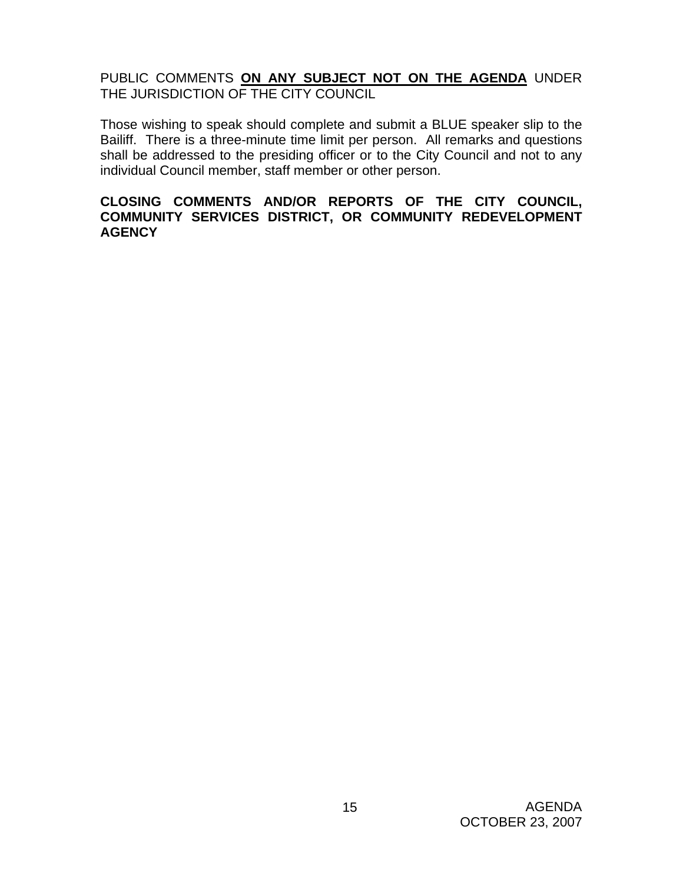PUBLIC COMMENTS **ON ANY SUBJECT NOT ON THE AGENDA** UNDER THE JURISDICTION OF THE CITY COUNCIL

Those wishing to speak should complete and submit a BLUE speaker slip to the Bailiff. There is a three-minute time limit per person. All remarks and questions shall be addressed to the presiding officer or to the City Council and not to any individual Council member, staff member or other person.

**CLOSING COMMENTS AND/OR REPORTS OF THE CITY COUNCIL, COMMUNITY SERVICES DISTRICT, OR COMMUNITY REDEVELOPMENT AGENCY**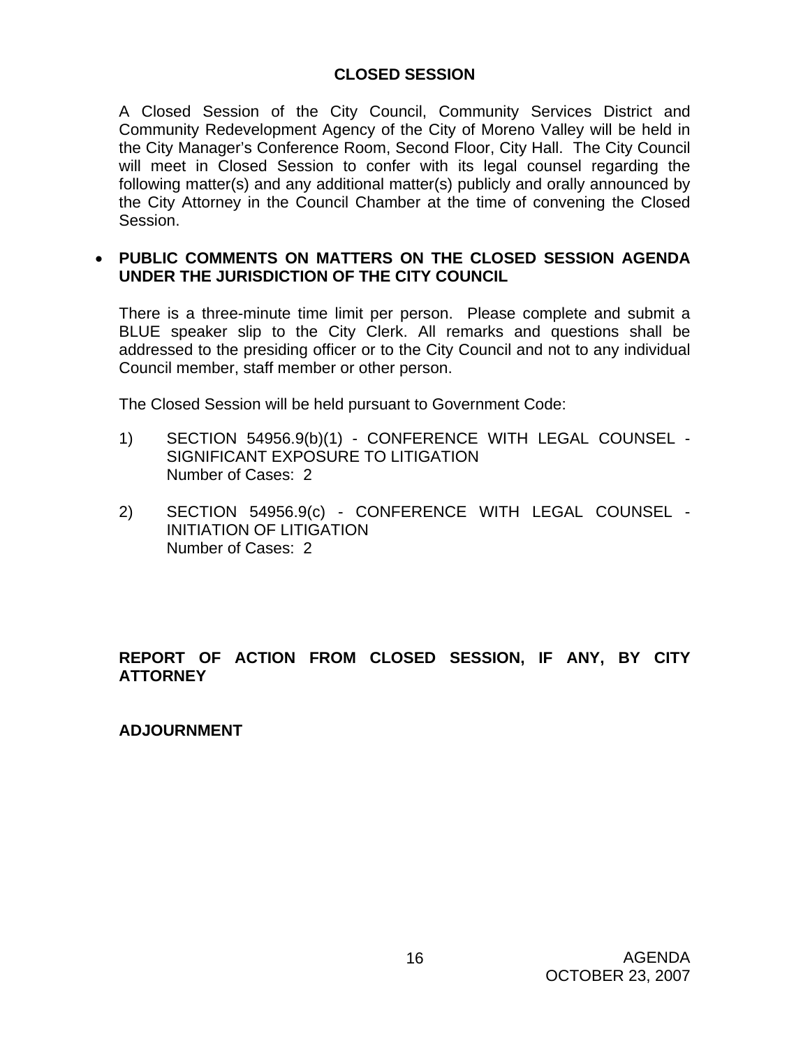## CLOSED SESSION

A Closed Session of the City Council, Community Services District and Community Redevelopment Agency of the City of Moreno Valley will be held in the City Manager's Conference Room, Second Floor, City Hall. The City Council will meet in Closed Session to confer with its legal counsel regarding the following matter(s) and any additional matter(s) publicly and orally announced by the City Attorney in the Council Chamber at the time of convening the Closed Session.

- **PUBLIC COMMENTS ON MATTERS ON THE CLOSED SESSION AGENDA UNDER THE JURISDICTION OF THE CITY COUNCIL**

  There is a three-minute time limit per person. Please complete and submit a BLUE speaker slip to the City Clerk. All remarks and questions shall be addressed to the presiding officer or to the City Council and not to any individual Council member, staff member or other person.

  The Closed Session will be held pursuant to Government Code:

  1) SECTION 54956.9(b)(1) - CONFERENCE WITH LEGAL COUNSEL - SIGNIFICANT EXPOSURE TO LITIGATION
     Number of Cases: 2

  2) SECTION 54956.9(c) - CONFERENCE WITH LEGAL COUNSEL - INITIATION OF LITIGATION
     Number of Cases: 2

**REPORT OF ACTION FROM CLOSED SESSION, IF ANY, BY CITY ATTORNEY**

**ADJOURNMENT**